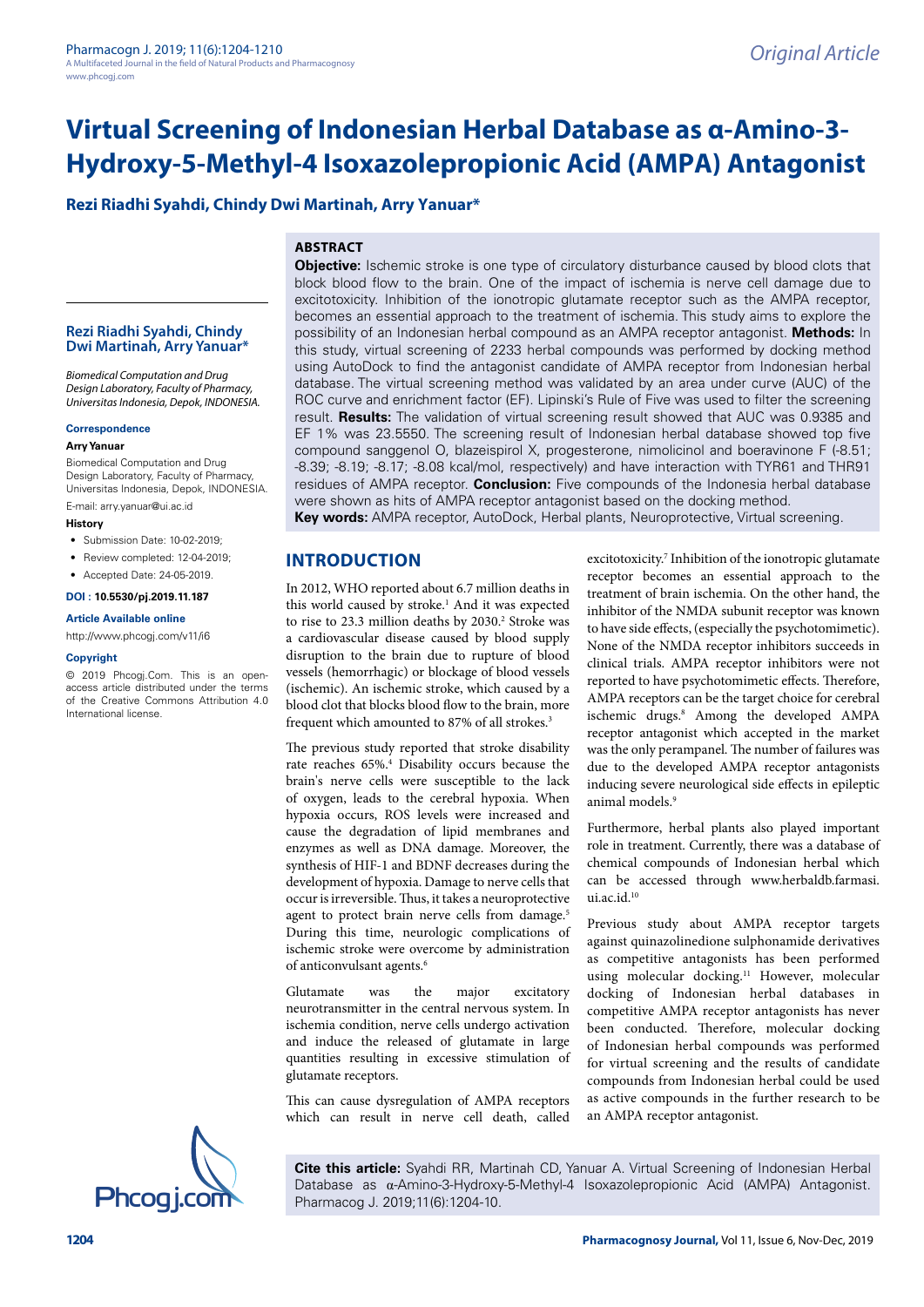Original Article

# Virtual Screening of Indonesian Herbal Database as α-Amino-3-Hydroxy-5-Methyl-4 Isoxazolepropionic Acid (AMPA) Antagonist

**Rezi Riadhi Syahdi, Chindy Dwi Martinah, Arry Yanuar***

## ABSTRACT

**Objective:** Ischemic stroke is one type of circulatory disturbance caused by blood clots that block blood flow to the brain. One of the impact of ischemia is nerve cell damage due to excitotoxicity. Inhibition of the ionotropic glutamate receptor such as the AMPA receptor, becomes an essential approach to the treatment of ischemia. This study aims to explore the possibility of an Indonesian herbal compound as an AMPA receptor antagonist. **Methods:** In this study, virtual screening of 2233 herbal compounds was performed by docking method using AutoDock to find the antagonist candidate of AMPA receptor from Indonesian herbal database. The virtual screening method was validated by an area under curve (AUC) of the ROC curve and enrichment factor (EF). Lipinski's Rule of Five was used to filter the screening result. **Results:** The validation of virtual screening result showed that AUC was 0.9385 and EF 1% was 23.5550. The screening result of Indonesian herbal database showed top five compound sanggenol O, blazeispirol X, progesterone, nimolicinol and boeravinone F (-8.51; -8.39; -8.19; -8.17; -8.08 kcal/mol, respectively) and have interaction with TYR61 and THR91 residues of AMPA receptor. **Conclusion:** Five compounds of the Indonesia herbal database were shown as hits of AMPA receptor antagonist based on the docking method.

**Key words:** AMPA receptor, AutoDock, Herbal plants, Neuroprotective, Virtual screening.

**Rezi Riadhi Syahdi, Chindy Dwi Martinah, Arry Yanuar***

*Biomedical Computation and Drug Design Laboratory, Faculty of Pharmacy, Universitas Indonesia, Depok, INDONESIA.*

**Correspondence**

**Arry Yanuar**

Biomedical Computation and Drug Design Laboratory, Faculty of Pharmacy, Universitas Indonesia, Depok, INDONESIA.

E-mail: arry.yanuar@ui.ac.id

**History**

- Submission Date: 10-02-2019;
- Review completed: 12-04-2019;
- Accepted Date: 24-05-2019.

**DOI : 10.5530/pj.2019.11.187**

**Article Available online**

http://www.phcogj.com/v11/i6

**Copyright**

© 2019 Phcogj.Com. This is an open-access article distributed under the terms of the Creative Commons Attribution 4.0 International license.

## INTRODUCTION

In 2012, WHO reported about 6.7 million deaths in this world caused by stroke.[1] And it was expected to rise to 23.3 million deaths by 2030.[2] Stroke was a cardiovascular disease caused by blood supply disruption to the brain due to rupture of blood vessels (hemorrhagic) or blockage of blood vessels (ischemic). An ischemic stroke, which caused by a blood clot that blocks blood flow to the brain, more frequent which amounted to 87% of all strokes.[3]

The previous study reported that stroke disability rate reaches 65%.[4] Disability occurs because the brain's nerve cells were susceptible to the lack of oxygen, leads to the cerebral hypoxia. When hypoxia occurs, ROS levels were increased and cause the degradation of lipid membranes and enzymes as well as DNA damage. Moreover, the synthesis of HIF-1 and BDNF decreases during the development of hypoxia. Damage to nerve cells that occur is irreversible. Thus, it takes a neuroprotective agent to protect brain nerve cells from damage.[5] During this time, neurologic complications of ischemic stroke were overcome by administration of anticonvulsant agents.[6]

Glutamate was the major excitatory neurotransmitter in the central nervous system. In ischemia condition, nerve cells undergo activation and induce the released of glutamate in large quantities resulting in excessive stimulation of glutamate receptors.

This can cause dysregulation of AMPA receptors which can result in nerve cell death, called excitotoxicity.[7] Inhibition of the ionotropic glutamate receptor becomes an essential approach to the treatment of brain ischemia. On the other hand, the inhibitor of the NMDA subunit receptor was known to have side effects, (especially the psychotomimetic). None of the NMDA receptor inhibitors succeeds in clinical trials. AMPA receptor inhibitors were not reported to have psychotomimetic effects. Therefore, AMPA receptors can be the target choice for cerebral ischemic drugs.[8] Among the developed AMPA receptor antagonist which accepted in the market was the only perampanel. The number of failures was due to the developed AMPA receptor antagonists inducing severe neurological side effects in epileptic animal models.[9]

Furthermore, herbal plants also played important role in treatment. Currently, there was a database of chemical compounds of Indonesian herbal which can be accessed through www.herbaldb.farmasi.ui.ac.id.[10]

Previous study about AMPA receptor targets against quinazolinedione sulphonamide derivatives as competitive antagonists has been performed using molecular docking.[11] However, molecular docking of Indonesian herbal databases in competitive AMPA receptor antagonists has never been conducted. Therefore, molecular docking of Indonesian herbal compounds was performed for virtual screening and the results of candidate compounds from Indonesian herbal could be used as active compounds in the further research to be an AMPA receptor antagonist.

**Cite this article:** Syahdi RR, Martinah CD, Yanuar A. Virtual Screening of Indonesian Herbal Database as α-Amino-3-Hydroxy-5-Methyl-4 Isoxazolepropionic Acid (AMPA) Antagonist. Pharmacog J. 2019;11(6):1204-10.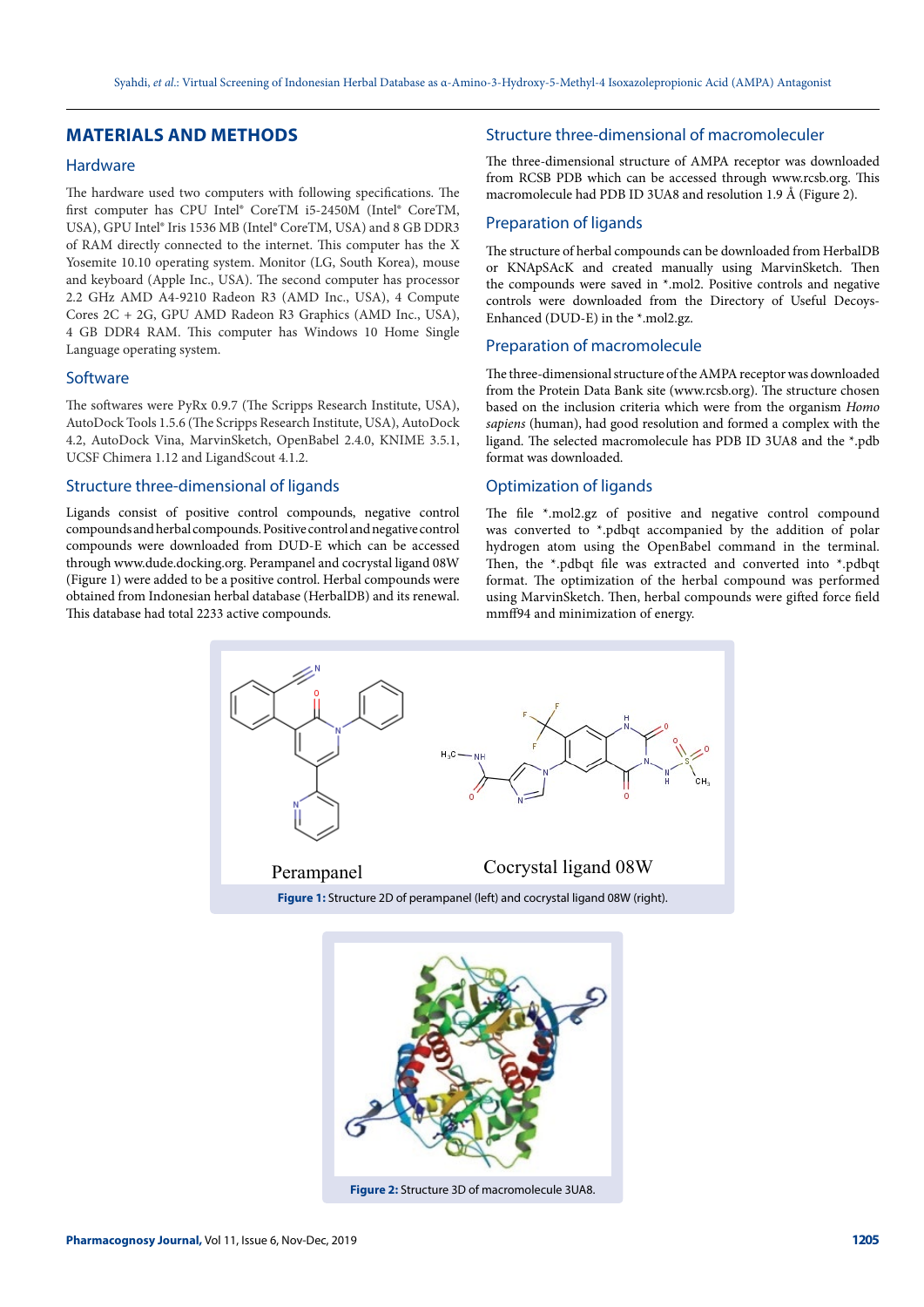## MATERIALS AND METHODS

### Hardware

The hardware used two computers with following specifications. The first computer has CPU Intel® CoreTM i5-2450M (Intel® CoreTM, USA), GPU Intel® Iris 1536 MB (Intel® CoreTM, USA) and 8 GB DDR3 of RAM directly connected to the internet. This computer has the X Yosemite 10.10 operating system. Monitor (LG, South Korea), mouse and keyboard (Apple Inc., USA). The second computer has processor 2.2 GHz AMD A4-9210 Radeon R3 (AMD Inc., USA), 4 Compute Cores 2C + 2G, GPU AMD Radeon R3 Graphics (AMD Inc., USA), 4 GB DDR4 RAM. This computer has Windows 10 Home Single Language operating system.

### Software

The softwares were PyRx 0.9.7 (The Scripps Research Institute, USA), AutoDock Tools 1.5.6 (The Scripps Research Institute, USA), AutoDock 4.2, AutoDock Vina, MarvinSketch, OpenBabel 2.4.0, KNIME 3.5.1, UCSF Chimera 1.12 and LigandScout 4.1.2.

### Structure three-dimensional of ligands

Ligands consist of positive control compounds, negative control compounds and herbal compounds. Positive control and negative control compounds were downloaded from DUD-E which can be accessed through www.dude.docking.org. Perampanel and cocrystal ligand 08W (Figure 1) were added to be a positive control. Herbal compounds were obtained from Indonesian herbal database (HerbalDB) and its renewal. This database had total 2233 active compounds.

### Structure three-dimensional of macromoleculer

The three-dimensional structure of AMPA receptor was downloaded from RCSB PDB which can be accessed through www.rcsb.org. This macromolecule had PDB ID 3UA8 and resolution 1.9 Å (Figure 2).

### Preparation of ligands

The structure of herbal compounds can be downloaded from HerbalDB or KNApSAcK and created manually using MarvinSketch. Then the compounds were saved in *.mol2. Positive controls and negative controls were downloaded from the Directory of Useful Decoys-Enhanced (DUD-E) in the *.mol2.gz.

### Preparation of macromolecule

The three-dimensional structure of the AMPA receptor was downloaded from the Protein Data Bank site (www.rcsb.org). The structure chosen based on the inclusion criteria which were from the organism *Homo sapiens* (human), had good resolution and formed a complex with the ligand. The selected macromolecule has PDB ID 3UA8 and the *.pdb format was downloaded.

### Optimization of ligands

The file *.mol2.gz of positive and negative control compound was converted to *.pdbqt accompanied by the addition of polar hydrogen atom using the OpenBabel command in the terminal. Then, the *.pdbqt file was extracted and converted into *.pdbqt format. The optimization of the herbal compound was performed using MarvinSketch. Then, herbal compounds were gifted force field mmff94 and minimization of energy.

Perampanel    Cocrystal ligand 08W

**Figure 1:** Structure 2D of perampanel (left) and cocrystal ligand 08W (right).

**Figure 2:** Structure 3D of macromolecule 3UA8.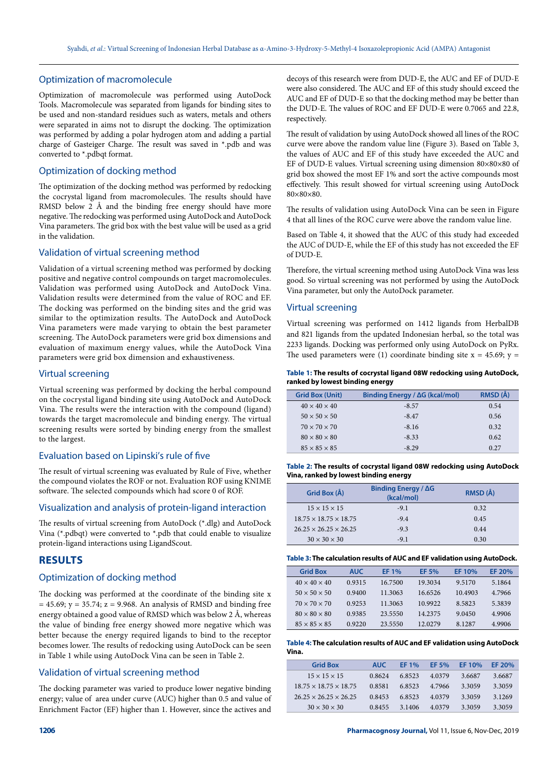## Optimization of macromolecule

Optimization of macromolecule was performed using AutoDock Tools. Macromolecule was separated from ligands for binding sites to be used and non-standard residues such as waters, metals and others were separated in aims not to disrupt the docking. The optimization was performed by adding a polar hydrogen atom and adding a partial charge of Gasteiger Charge. The result was saved in *.pdb and was converted to *.pdbqt format.

## Optimization of docking method

The optimization of the docking method was performed by redocking the cocrystal ligand from macromolecules. The results should have RMSD below 2 Å and the binding free energy should have more negative. The redocking was performed using AutoDock and AutoDock Vina parameters. The grid box with the best value will be used as a grid in the validation.

## Validation of virtual screening method

Validation of a virtual screening method was performed by docking positive and negative control compounds on target macromolecules. Validation was performed using AutoDock and AutoDock Vina. Validation results were determined from the value of ROC and EF. The docking was performed on the binding sites and the grid was similar to the optimization results. The AutoDock and AutoDock Vina parameters were made varying to obtain the best parameter screening. The AutoDock parameters were grid box dimensions and evaluation of maximum energy values, while the AutoDock Vina parameters were grid box dimension and exhaustiveness.

## Virtual screening

Virtual screening was performed by docking the herbal compound on the cocrystal ligand binding site using AutoDock and AutoDock Vina. The results were the interaction with the compound (ligand) towards the target macromolecule and binding energy. The virtual screening results were sorted by binding energy from the smallest to the largest.

## Evaluation based on Lipinski's rule of five

The result of virtual screening was evaluated by Rule of Five, whether the compound violates the ROF or not. Evaluation ROF using KNIME software. The selected compounds which had score 0 of ROF.

## Visualization and analysis of protein-ligand interaction

The results of virtual screening from AutoDock (*.dlg) and AutoDock Vina (*.pdbqt) were converted to *.pdb that could enable to visualize protein-ligand interactions using LigandScout.

# RESULTS

## Optimization of docking method

The docking was performed at the coordinate of the binding site x = 45.69; y = 35.74; z = 9.968. An analysis of RMSD and binding free energy obtained a good value of RMSD which was below 2 Å, whereas the value of binding free energy showed more negative which was better because the energy required ligands to bind to the receptor becomes lower. The results of redocking using AutoDock can be seen in Table 1 while using AutoDock Vina can be seen in Table 2.

## Validation of virtual screening method

The docking parameter was varied to produce lower negative binding energy; value of area under curve (AUC) higher than 0.5 and value of Enrichment Factor (EF) higher than 1. However, since the actives and decoys of this research were from DUD-E, the AUC and EF of DUD-E were also considered. The AUC and EF of this study should exceed the AUC and EF of DUD-E so that the docking method may be better than the DUD-E. The values of ROC and EF DUD-E were 0.7065 and 22.8, respectively.

The result of validation by using AutoDock showed all lines of the ROC curve were above the random value line (Figure 3). Based on Table 3, the values of AUC and EF of this study have exceeded the AUC and EF of DUD-E values. Virtual screening using dimension 80×80×80 of grid box showed the most EF 1% and sort the active compounds most effectively. This result showed for virtual screening using AutoDock 80×80×80.

The results of validation using AutoDock Vina can be seen in Figure 4 that all lines of the ROC curve were above the random value line.

Based on Table 4, it showed that the AUC of this study had exceeded the AUC of DUD-E, while the EF of this study has not exceeded the EF of DUD-E.

Therefore, the virtual screening method using AutoDock Vina was less good. So virtual screening was not performed by using the AutoDock Vina parameter, but only the AutoDock parameter.

## Virtual screening

Virtual screening was performed on 1412 ligands from HerbalDB and 821 ligands from the updated Indonesian herbal, so the total was 2233 ligands. Docking was performed only using AutoDock on PyRx. The used parameters were (1) coordinate binding site x = 45.69; y =

**Table 1: The results of cocrystal ligand 08W redocking using AutoDock, ranked by lowest binding energy**

| Grid Box (Unit) | Binding Energy / ΔG (kcal/mol) | RMSD (Å) |
|---|---|---|
| 40 × 40 × 40 | -8.57 | 0.54 |
| 50 × 50 × 50 | -8.47 | 0.56 |
| 70 × 70 × 70 | -8.16 | 0.32 |
| 80 × 80 × 80 | -8.33 | 0.62 |
| 85 × 85 × 85 | -8.29 | 0.27 |

**Table 2: The results of cocrystal ligand 08W redocking using AutoDock Vina, ranked by lowest binding energy**

| Grid Box (Å) | Binding Energy / ΔG (kcal/mol) | RMSD (Å) |
|---|---|---|
| 15 × 15 × 15 | -9.1 | 0.32 |
| 18.75 × 18.75 × 18.75 | -9.4 | 0.45 |
| 26.25 × 26.25 × 26.25 | -9.3 | 0.44 |
| 30 × 30 × 30 | -9.1 | 0.30 |

**Table 3: The calculation results of AUC and EF validation using AutoDock.**

| Grid Box | AUC | EF 1% | EF 5% | EF 10% | EF 20% |
|---|---|---|---|---|---|
| 40 × 40 × 40 | 0.9315 | 16.7500 | 19.3034 | 9.5170 | 5.1864 |
| 50 × 50 × 50 | 0.9400 | 11.3063 | 16.6526 | 10.4903 | 4.7966 |
| 70 × 70 × 70 | 0.9253 | 11.3063 | 10.9922 | 8.5823 | 5.3839 |
| 80 × 80 × 80 | 0.9385 | 23.5550 | 14.2375 | 9.0450 | 4.9906 |
| 85 × 85 × 85 | 0.9220 | 23.5550 | 12.0279 | 8.1287 | 4.9906 |

**Table 4: The calculation results of AUC and EF validation using AutoDock Vina.**

| Grid Box | AUC | EF 1% | EF 5% | EF 10% | EF 20% |
|---|---|---|---|---|---|
| 15 × 15 × 15 | 0.8624 | 6.8523 | 4.0379 | 3.6687 | 3.6687 |
| 18.75 × 18.75 × 18.75 | 0.8581 | 6.8523 | 4.7966 | 3.3059 | 3.3059 |
| 26.25 × 26.25 × 26.25 | 0.8453 | 6.8523 | 4.0379 | 3.3059 | 3.1269 |
| 30 × 30 × 30 | 0.8455 | 3.1406 | 4.0379 | 3.3059 | 3.3059 |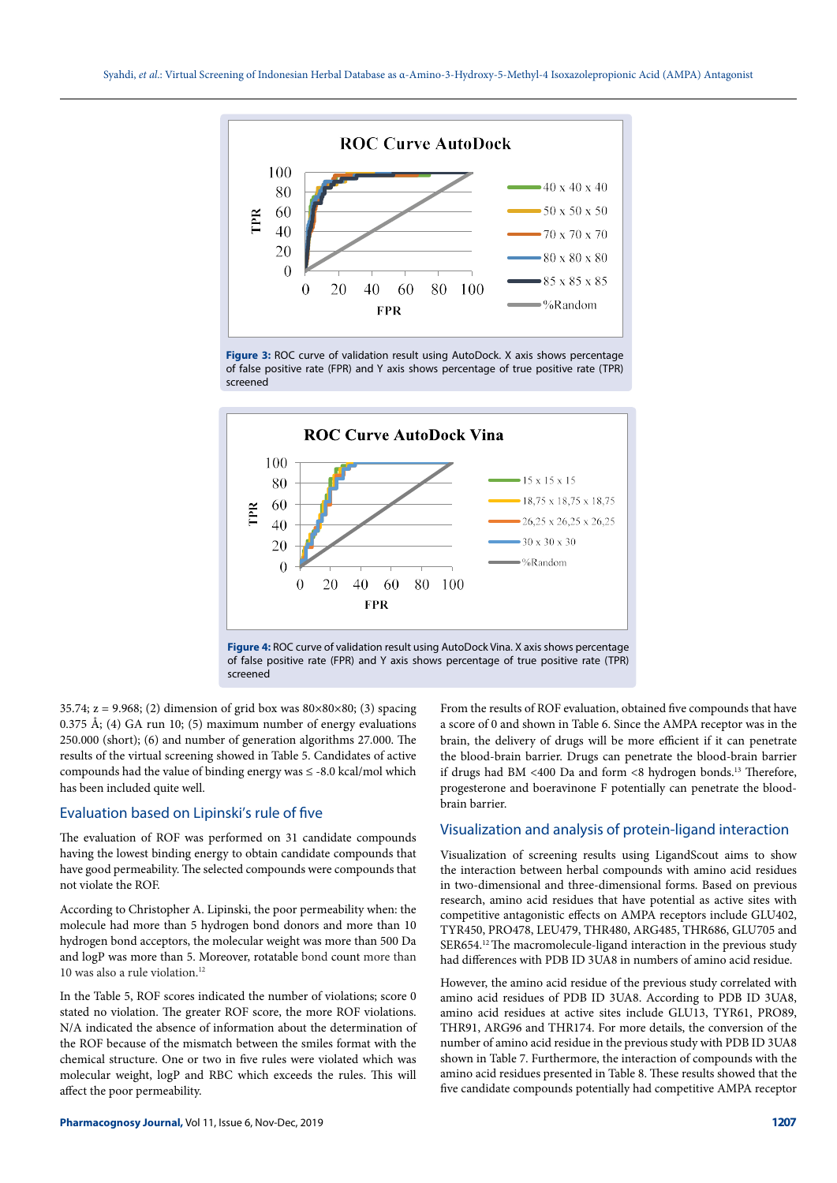Figure 3: ROC curve of validation result using AutoDock. X axis shows percentage of false positive rate (FPR) and Y axis shows percentage of true positive rate (TPR) screened

Figure 4: ROC curve of validation result using AutoDock Vina. X axis shows percentage of false positive rate (FPR) and Y axis shows percentage of true positive rate (TPR) screened

35.74; z = 9.968; (2) dimension of grid box was 80×80×80; (3) spacing 0.375 Å; (4) GA run 10; (5) maximum number of energy evaluations 250.000 (short); (6) and number of generation algorithms 27.000. The results of the virtual screening showed in Table 5. Candidates of active compounds had the value of binding energy was ≤ -8.0 kcal/mol which has been included quite well.

## Evaluation based on Lipinski's rule of five

The evaluation of ROF was performed on 31 candidate compounds having the lowest binding energy to obtain candidate compounds that have good permeability. The selected compounds were compounds that not violate the ROF.

According to Christopher A. Lipinski, the poor permeability when: the molecule had more than 5 hydrogen bond donors and more than 10 hydrogen bond acceptors, the molecular weight was more than 500 Da and logP was more than 5. Moreover, rotatable bond count more than 10 was also a rule violation.[12]

In the Table 5, ROF scores indicated the number of violations; score 0 stated no violation. The greater ROF score, the more ROF violations. N/A indicated the absence of information about the determination of the ROF because of the mismatch between the smiles format with the chemical structure. One or two in five rules were violated which was molecular weight, logP and RBC which exceeds the rules. This will affect the poor permeability.

From the results of ROF evaluation, obtained five compounds that have a score of 0 and shown in Table 6. Since the AMPA receptor was in the brain, the delivery of drugs will be more efficient if it can penetrate the blood-brain barrier. Drugs can penetrate the blood-brain barrier if drugs had BM <400 Da and form <8 hydrogen bonds.[13] Therefore, progesterone and boeravinone F potentially can penetrate the blood-brain barrier.

## Visualization and analysis of protein-ligand interaction

Visualization of screening results using LigandScout aims to show the interaction between herbal compounds with amino acid residues in two-dimensional and three-dimensional forms. Based on previous research, amino acid residues that have potential as active sites with competitive antagonistic effects on AMPA receptors include GLU402, TYR450, PRO478, LEU479, THR480, ARG485, THR686, GLU705 and SER654.[12] The macromolecule-ligand interaction in the previous study had differences with PDB ID 3UA8 in numbers of amino acid residue.

However, the amino acid residue of the previous study correlated with amino acid residues of PDB ID 3UA8. According to PDB ID 3UA8, amino acid residues at active sites include GLU13, TYR61, PRO89, THR91, ARG96 and THR174. For more details, the conversion of the number of amino acid residue in the previous study with PDB ID 3UA8 shown in Table 7. Furthermore, the interaction of compounds with the amino acid residues presented in Table 8. These results showed that the five candidate compounds potentially had competitive AMPA receptor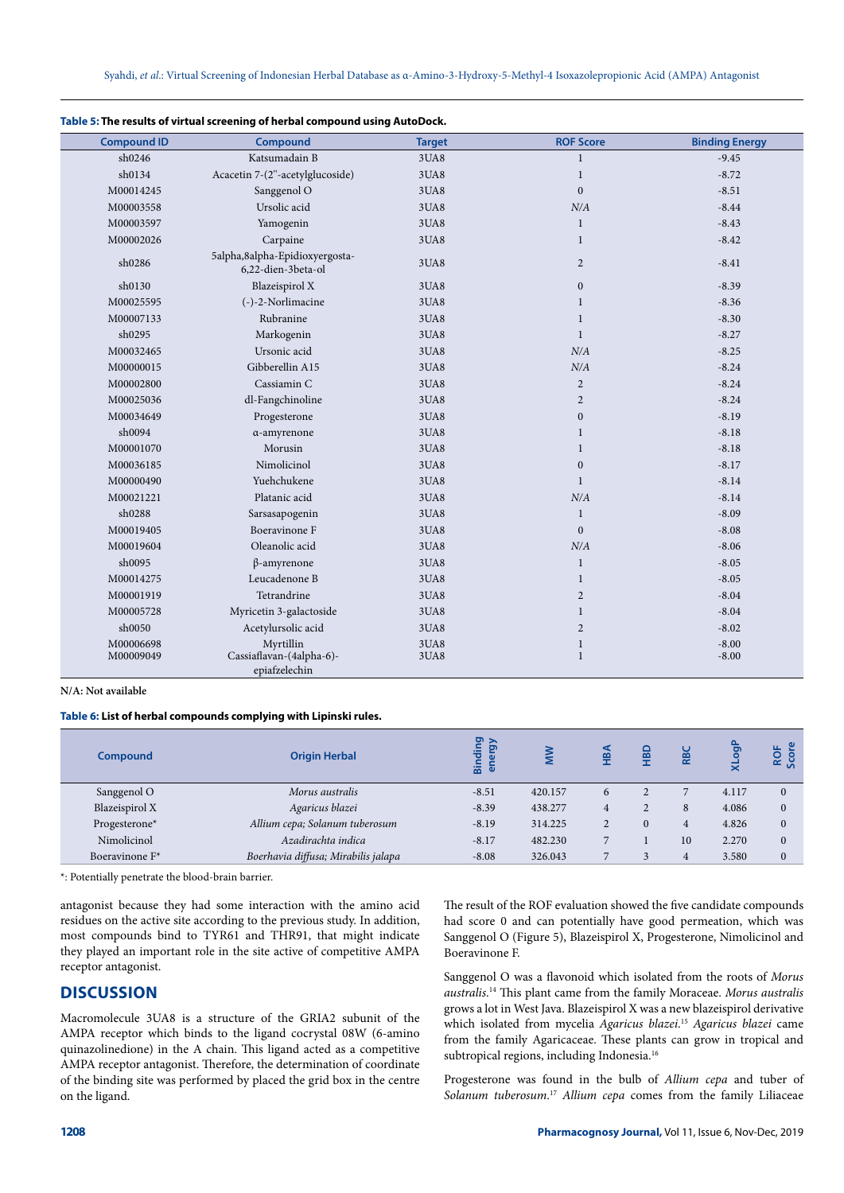**Table 5: The results of virtual screening of herbal compound using AutoDock.**

| Compound ID | Compound | Target | ROF Score | Binding Energy |
|---|---|---|---|---|
| sh0246 | Katsumadain B | 3UA8 | 1 | -9.45 |
| sh0134 | Acacetin 7-(2''-acetylglucoside) | 3UA8 | 1 | -8.72 |
| M00014245 | Sanggenol O | 3UA8 | 0 | -8.51 |
| M00003558 | Ursolic acid | 3UA8 | N/A | -8.44 |
| M00003597 | Yamogenin | 3UA8 | 1 | -8.43 |
| M00002026 | Carpaine | 3UA8 | 1 | -8.42 |
| sh0286 | 5alpha,8alpha-Epidioxyergosta-6,22-dien-3beta-ol | 3UA8 | 2 | -8.41 |
| sh0130 | Blazeispirol X | 3UA8 | 0 | -8.39 |
| M00025595 | (-)-2-Norlimacine | 3UA8 | 1 | -8.36 |
| M00007133 | Rubranine | 3UA8 | 1 | -8.30 |
| sh0295 | Markogenin | 3UA8 | 1 | -8.27 |
| M00032465 | Ursonic acid | 3UA8 | N/A | -8.25 |
| M00000015 | Gibberellin A15 | 3UA8 | N/A | -8.24 |
| M00002800 | Cassiamin C | 3UA8 | 2 | -8.24 |
| M00025036 | dl-Fangchinoline | 3UA8 | 2 | -8.24 |
| M00034649 | Progesterone | 3UA8 | 0 | -8.19 |
| sh0094 | α-amyrenone | 3UA8 | 1 | -8.18 |
| M00001070 | Morusin | 3UA8 | 1 | -8.18 |
| M00036185 | Nimolicinol | 3UA8 | 0 | -8.17 |
| M00000490 | Yuehchukene | 3UA8 | 1 | -8.14 |
| M00021221 | Platanic acid | 3UA8 | N/A | -8.14 |
| sh0288 | Sarsasapogenin | 3UA8 | 1 | -8.09 |
| M00019405 | Boeravinone F | 3UA8 | 0 | -8.08 |
| M00019604 | Oleanolic acid | 3UA8 | N/A | -8.06 |
| sh0095 | β-amyrenone | 3UA8 | 1 | -8.05 |
| M00014275 | Leucadenone B | 3UA8 | 1 | -8.05 |
| M00001919 | Tetrandrine | 3UA8 | 2 | -8.04 |
| M00005728 | Myricetin 3-galactoside | 3UA8 | 1 | -8.04 |
| sh0050 | Acetylursolic acid | 3UA8 | 2 | -8.02 |
| M00006698 | Myrtillin | 3UA8 | 1 | -8.00 |
| M00009049 | Cassiaflavan-(4alpha-6)-epiafzelechin | 3UA8 | 1 | -8.00 |

N/A: Not available

**Table 6: List of herbal compounds complying with Lipinski rules.**

| Compound | Origin Herbal | Binding energy | MW | HBA | HBD | RBC | XLogP | ROF Score |
|---|---|---|---|---|---|---|---|---|
| Sanggenol O | *Morus australis* | -8.51 | 420.157 | 6 | 2 | 7 | 4.117 | 0 |
| Blazeispirol X | *Agaricus blazei* | -8.39 | 438.277 | 4 | 2 | 8 | 4.086 | 0 |
| Progesterone* | *Allium cepa; Solanum tuberosum* | -8.19 | 314.225 | 2 | 0 | 4 | 4.826 | 0 |
| Nimolicinol | *Azadirachta indica* | -8.17 | 482.230 | 7 | 1 | 10 | 2.270 | 0 |
| Boeravinone F* | *Boerhavia diffusa; Mirabilis jalapa* | -8.08 | 326.043 | 7 | 3 | 4 | 3.580 | 0 |

*: Potentially penetrate the blood-brain barrier.

antagonist because they had some interaction with the amino acid residues on the active site according to the previous study. In addition, most compounds bind to TYR61 and THR91, that might indicate they played an important role in the site active of competitive AMPA receptor antagonist.

## DISCUSSION

Macromolecule 3UA8 is a structure of the GRIA2 subunit of the AMPA receptor which binds to the ligand cocrystal 08W (6-amino quinazolinedione) in the A chain. This ligand acted as a competitive AMPA receptor antagonist. Therefore, the determination of coordinate of the binding site was performed by placed the grid box in the centre on the ligand.

The result of the ROF evaluation showed the five candidate compounds had score 0 and can potentially have good permeation, which was Sanggenol O (Figure 5), Blazeispirol X, Progesterone, Nimolicinol and Boeravinone F.

Sanggenol O was a flavonoid which isolated from the roots of *Morus australis*.[14] This plant came from the family Moraceae. *Morus australis* grows a lot in West Java. Blazeispirol X was a new blazeispirol derivative which isolated from mycelia *Agaricus blazei*.[15] *Agaricus blazei* came from the family Agaricaceae. These plants can grow in tropical and subtropical regions, including Indonesia.[16]

Progesterone was found in the bulb of *Allium cepa* and tuber of *Solanum tuberosum*.[17] *Allium cepa* comes from the family Liliaceae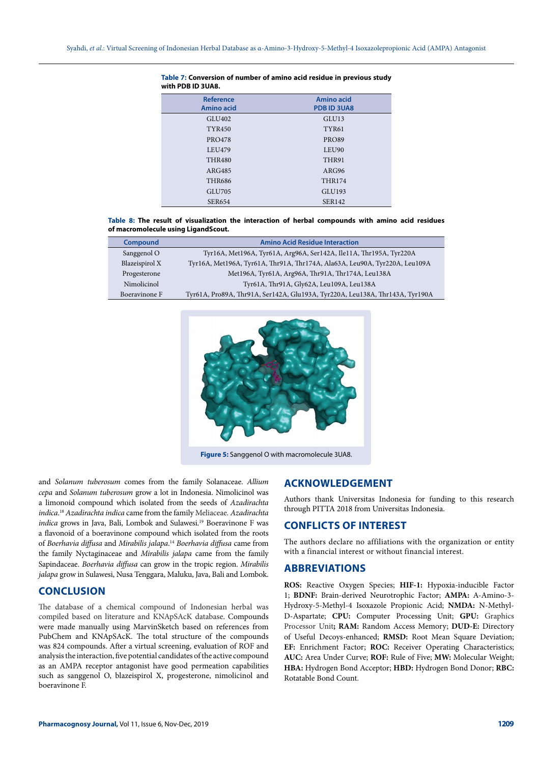**Table 7: Conversion of number of amino acid residue in previous study with PDB ID 3UA8.**

| Reference Amino acid | Amino acid PDB ID 3UA8 |
|---|---|
| GLU402 | GLU13 |
| TYR450 | TYR61 |
| PRO478 | PRO89 |
| LEU479 | LEU90 |
| THR480 | THR91 |
| ARG485 | ARG96 |
| THR686 | THR174 |
| GLU705 | GLU193 |
| SER654 | SER142 |

**Table 8: The result of visualization the interaction of herbal compounds with amino acid residues of macromolecule using LigandScout.**

| Compound | Amino Acid Residue Interaction |
|---|---|
| Sanggenol O | Tyr16A, Met196A, Tyr61A, Arg96A, Ser142A, Ile11A, Thr195A, Tyr220A |
| Blazeispirol X | Tyr16A, Met196A, Tyr61A, Thr91A, Thr174A, Ala63A, Leu90A, Tyr220A, Leu109A |
| Progesterone | Met196A, Tyr61A, Arg96A, Thr91A, Thr174A, Leu138A |
| Nimolicinol | Tyr61A, Thr91A, Gly62A, Leu109A, Leu138A |
| Boeravinone F | Tyr61A, Pro89A, Thr91A, Ser142A, Glu193A, Tyr220A, Leu138A, Thr143A, Tyr190A |

**Figure 5:** Sanggenol O with macromolecule 3UA8.

and *Solanum tuberosum* comes from the family Solanaceae. *Allium cepa* and *Solanum tuberosum* grow a lot in Indonesia. Nimolicinol was a limonoid compound which isolated from the seeds of *Azadirachta indica*.[18] *Azadirachta indica* came from the family Meliaceae. *Azadirachta indica* grows in Java, Bali, Lombok and Sulawesi.[19] Boeravinone F was a flavonoid of a boeravinone compound which isolated from the roots of *Boerhavia diffusa* and *Mirabilis jalapa*.[14] *Boerhavia diffusa* came from the family Nyctaginaceae and *Mirabilis jalapa* came from the family Sapindaceae. *Boerhavia diffusa* can grow in the tropic region. *Mirabilis jalapa* grow in Sulawesi, Nusa Tenggara, Maluku, Java, Bali and Lombok.

## CONCLUSION

The database of a chemical compound of Indonesian herbal was compiled based on literature and KNApSAcK database. Compounds were made manually using MarvinSketch based on references from PubChem and KNApSAcK. The total structure of the compounds was 824 compounds. After a virtual screening, evaluation of ROF and analysis the interaction, five potential candidates of the active compound as an AMPA receptor antagonist have good permeation capabilities such as sanggenol O, blazeispirol X, progesterone, nimolicinol and boeravinone F.

## ACKNOWLEDGEMENT

Authors thank Universitas Indonesia for funding to this research through PITTA 2018 from Universitas Indonesia.

## CONFLICTS OF INTEREST

The authors declare no affiliations with the organization or entity with a financial interest or without financial interest.

## ABBREVIATIONS

**ROS:** Reactive Oxygen Species; **HIF-1:** Hypoxia-inducible Factor 1; **BDNF:** Brain-derived Neurotrophic Factor; **AMPA:** A-Amino-3-Hydroxy-5-Methyl-4 Isoxazole Propionic Acid; **NMDA:** N-Methyl-D-Aspartate; **CPU:** Computer Processing Unit; **GPU:** Graphics Processor Unit; **RAM:** Random Access Memory; **DUD-E:** Directory of Useful Decoys-enhanced; **RMSD:** Root Mean Square Deviation; **EF:** Enrichment Factor; **ROC:** Receiver Operating Characteristics; **AUC:** Area Under Curve; **ROF:** Rule of Five; **MW:** Molecular Weight; **HBA:** Hydrogen Bond Acceptor; **HBD:** Hydrogen Bond Donor; **RBC:** Rotatable Bond Count.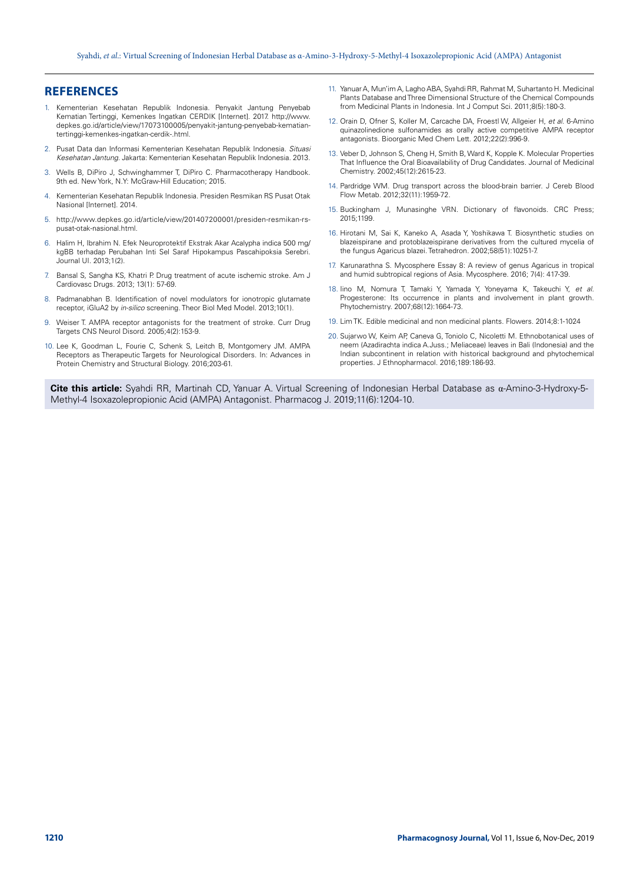## REFERENCES

1. Kementerian Kesehatan Republik Indonesia. Penyakit Jantung Penyebab Kematian Tertinggi, Kemenkes Ingatkan CERDIK [Internet]. 2017. http://www.depkes.go.id/article/view/17073100005/penyakit-jantung-penyebab-kematian-tertinggi-kemenkes-ingatkan-cerdik-.html.
2. Pusat Data dan Informasi Kementerian Kesehatan Republik Indonesia. *Situasi Kesehatan Jantung*. Jakarta: Kementerian Kesehatan Republik Indonesia. 2013.
3. Wells B, DiPiro J, Schwinghammer T, DiPiro C. Pharmacotherapy Handbook. 9th ed. New York, N.Y: McGraw-Hill Education; 2015.
4. Kementerian Kesehatan Republik Indonesia. Presiden Resmikan RS Pusat Otak Nasional [Internet]. 2014.
5. http://www.depkes.go.id/article/view/201407200001/presiden-resmikan-rs-pusat-otak-nasional.html.
6. Halim H, Ibrahim N. Efek Neuroprotektif Ekstrak Akar Acalypha indica 500 mg/kgBB terhadap Perubahan Inti Sel Saraf Hipokampus Pascahipoksia Serebri. Journal UI. 2013;1(2).
7. Bansal S, Sangha KS, Khatri P. Drug treatment of acute ischemic stroke. Am J Cardiovasc Drugs. 2013; 13(1): 57-69.
8. Padmanabhan B. Identification of novel modulators for ionotropic glutamate receptor, iGluA2 by *in-silico* screening. Theor Biol Med Model. 2013;10(1).
9. Weiser T. AMPA receptor antagonists for the treatment of stroke. Curr Drug Targets CNS Neurol Disord. 2005;4(2):153-9.
10. Lee K, Goodman L, Fourie C, Schenk S, Leitch B, Montgomery JM. AMPA Receptors as Therapeutic Targets for Neurological Disorders. In: Advances in Protein Chemistry and Structural Biology. 2016;203-61.
11. Yanuar A, Mun'im A, Lagho ABA, Syahdi RR, Rahmat M, Suhartanto H. Medicinal Plants Database and Three Dimensional Structure of the Chemical Compounds from Medicinal Plants in Indonesia. Int J Comput Sci. 2011;8(5):180-3.
12. Orain D, Ofner S, Koller M, Carcache DA, Froestl W, Allgeier H, *et al.* 6-Amino quinazolinedione sulfonamides as orally active competitive AMPA receptor antagonists. Bioorganic Med Chem Lett. 2012;22(2):996-9.
13. Veber D, Johnson S, Cheng H, Smith B, Ward K, Kopple K. Molecular Properties That Influence the Oral Bioavailability of Drug Candidates. Journal of Medicinal Chemistry. 2002;45(12):2615-23.
14. Pardridge WM. Drug transport across the blood-brain barrier. J Cereb Blood Flow Metab. 2012;32(11):1959-72.
15. Buckingham J, Munasinghe VRN. Dictionary of flavonoids. CRC Press; 2015;1199.
16. Hirotani M, Sai K, Kaneko A, Asada Y, Yoshikawa T. Biosynthetic studies on blazeispirane and protoblazeispirane derivatives from the cultured mycelia of the fungus Agaricus blazei. Tetrahedron. 2002;58(51):10251-7.
17. Karunarathna S. Mycosphere Essay 8: A review of genus Agaricus in tropical and humid subtropical regions of Asia. Mycosphere. 2016; 7(4): 417-39.
18. Iino M, Nomura T, Tamaki Y, Yamada Y, Yoneyama K, Takeuchi Y, *et al.* Progesterone: Its occurrence in plants and involvement in plant growth. Phytochemistry. 2007;68(12):1664-73.
19. Lim TK. Edible medicinal and non medicinal plants. Flowers. 2014;8:1-1024
20. Sujarwo W, Keim AP, Caneva G, Toniolo C, Nicoletti M. Ethnobotanical uses of neem (Azadirachta indica A.Juss.; Meliaceae) leaves in Bali (Indonesia) and the Indian subcontinent in relation with historical background and phytochemical properties. J Ethnopharmacol. 2016;189:186-93.

**Cite this article:** Syahdi RR, Martinah CD, Yanuar A. Virtual Screening of Indonesian Herbal Database as α-Amino-3-Hydroxy-5-Methyl-4 Isoxazolepropionic Acid (AMPA) Antagonist. Pharmacog J. 2019;11(6):1204-10.